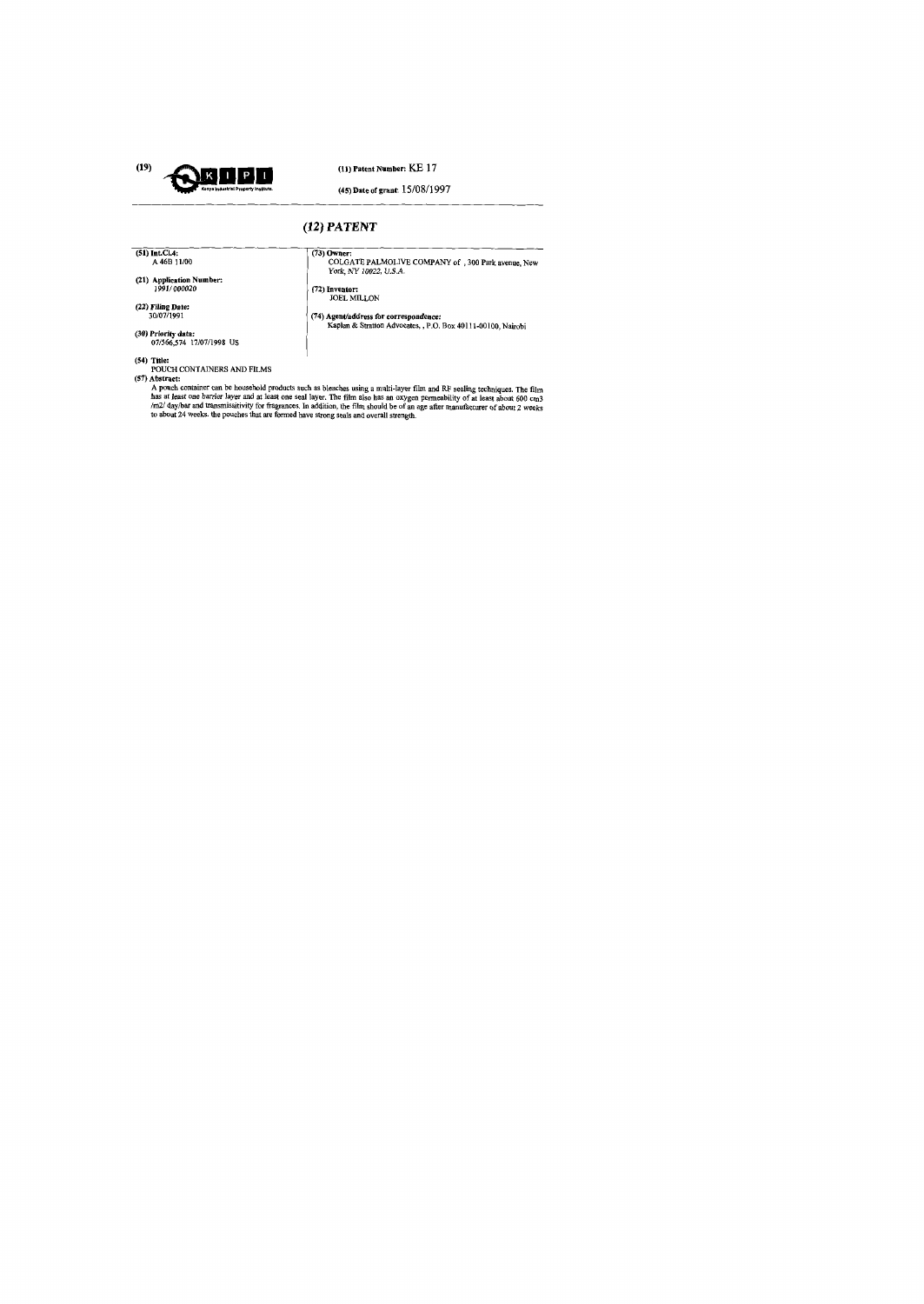(19) KIPI Kenya Industrial Property Institute

(11) Patent Number: KE 17

(45) Date of grant: 15/08/1997

## (12) PATENT

(51) Int.Cl.4:
A 46B 11/00

(21) Application Number:
1991/ 000020

(22) Filing Date:
30/07/1991

(30) Priority data:
07/566,574 17/07/1998 US

(73) Owner:
COLGATE PALMOLIVE COMPANY of , 300 Park avenue, New York, NY 10022, U.S.A.

(72) Inventor:
JOEL MILLON

(74) Agent/address for correspondence:
Kaplan & Stratton Advocates, , P.O. Box 40111-00100, Nairobi

(54) Title:
POUCH CONTAINERS AND FILMS

(57) Abstract:
A pouch container can be household products such as bleaches using a multi-layer film and RF sealing techniques. The film has at least one barrier layer and at least one seal layer. The film also has an oxygen permeability of at least about 600 cm3 /m2/ day/bar and transmissivity for fragrances. In addition, the film should be of an age after manufacturer of about 2 weeks to about 24 weeks. the pouches that are formed have strong seals and overall strength.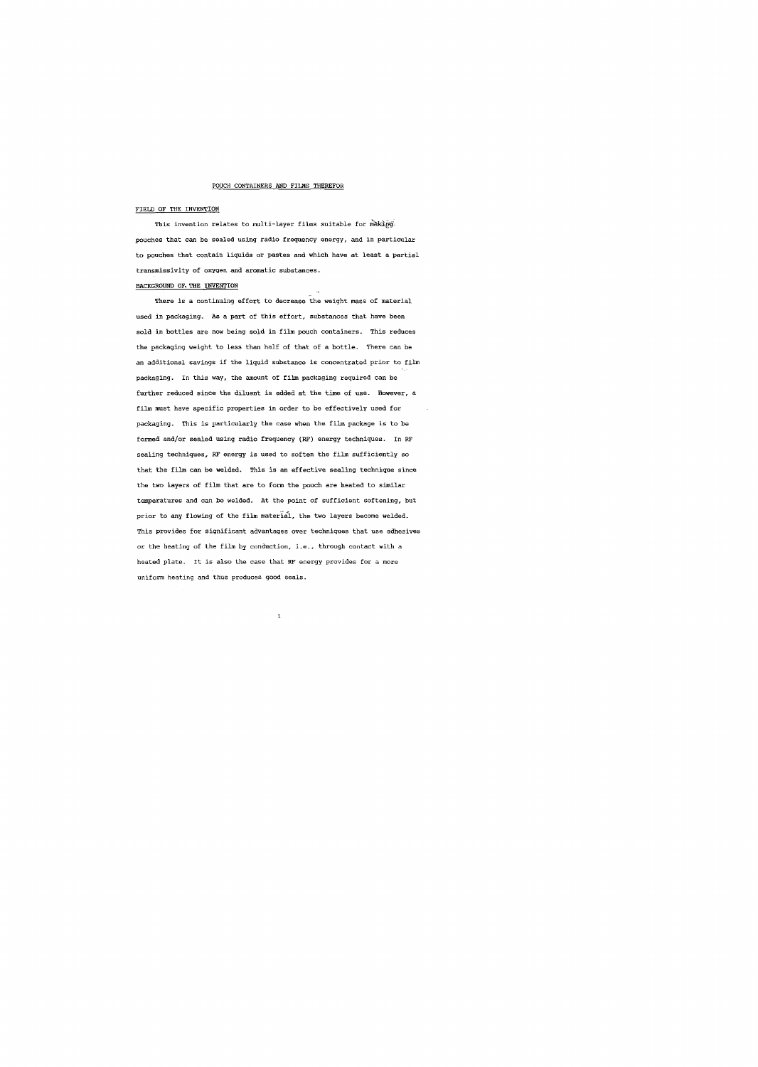# POUCH CONTAINERS AND FILMS THEREFOR

## FIELD OF THE INVENTION

This invention relates to multi-layer films suitable for making pouches that can be sealed using radio frequency energy, and in particular to pouches that contain liquids or pastes and which have at least a partial transmissivity of oxygen and aromatic substances.

## BACKGROUND OF THE INVENTION

There is a continuing effort to decrease the weight mass of material used in packaging. As a part of this effort, substances that have been sold in bottles are now being sold in film pouch containers. This reduces the packaging weight to less than half of that of a bottle. There can be an additional savings if the liquid substance is concentrated prior to film packaging. In this way, the amount of film packaging required can be further reduced since the diluent is added at the time of use. However, a film must have specific properties in order to be effectively used for packaging. This is particularly the case when the film package is to be formed and/or sealed using radio frequency (RF) energy techniques. In RF sealing techniques, RF energy is used to soften the film sufficiently so that the film can be welded. This is an effective sealing technique since the two layers of film that are to form the pouch are heated to similar temperatures and can be welded. At the point of sufficient softening, but prior to any flowing of the film material, the two layers become welded. This provides for significant advantages over techniques that use adhesives or the heating of the film by conduction, i.e., through contact with a heated plate. It is also the case that RF energy provides for a more uniform heating and thus produces good seals.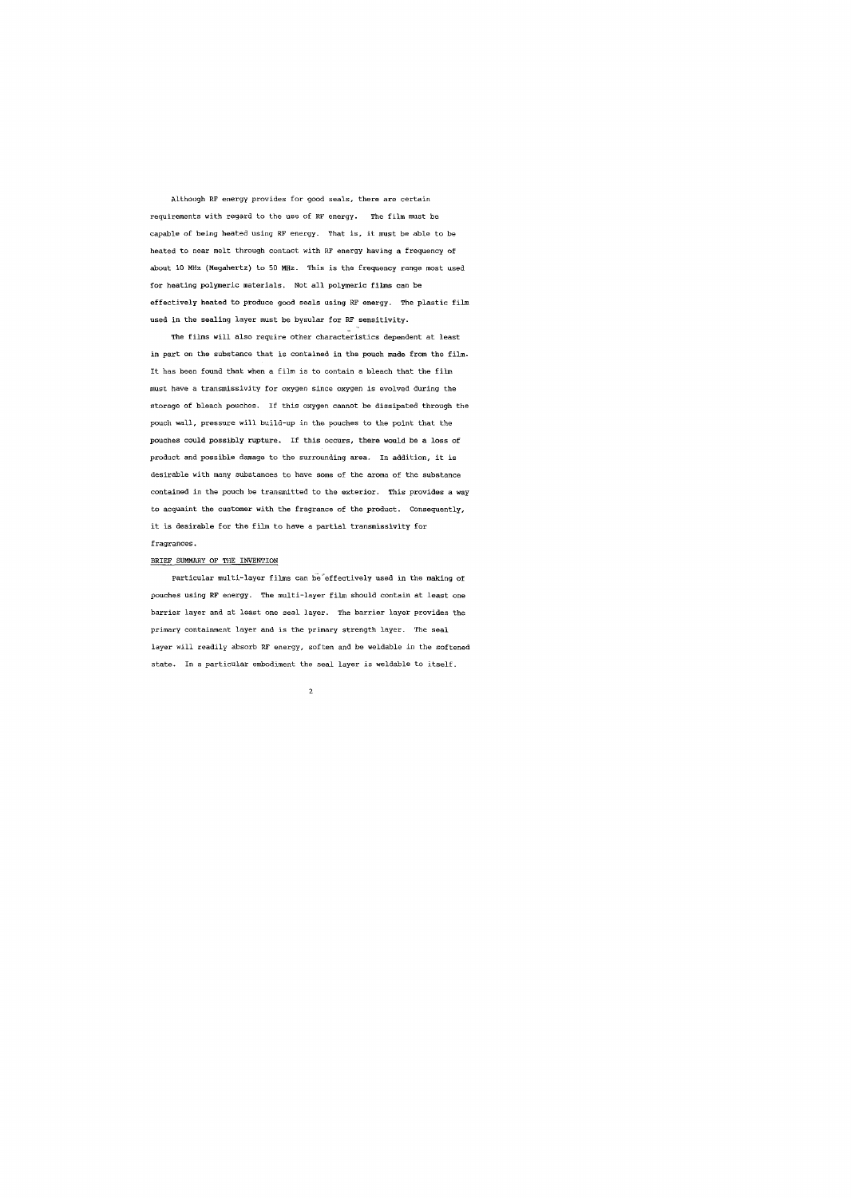Although RF energy provides for good seals, there are certain requirements with regard to the use of RF energy. The film must be capable of being heated using RF energy. That is, it must be able to be heated to near melt through contact with RF energy having a frequency of about 10 MHz (Megahertz) to 50 MHz. This is the frequency range most used for heating polymeric materials. Not all polymeric films can be effectively heated to produce good seals using RF energy. The plastic film used in the sealing layer must be bysular for RF sensitivity.

The films will also require other characteristics dependent at least in part on the substance that is contained in the pouch made from the film. It has been found that when a film is to contain a bleach that the film must have a transmissivity for oxygen since oxygen is evolved during the storage of bleach pouches. If this oxygen cannot be dissipated through the pouch wall, pressure will build-up in the pouches to the point that the pouches could possibly rupture. If this occurs, there would be a loss of product and possible damage to the surrounding area. In addition, it is desirable with many substances to have some of the aroma of the substance contained in the pouch be transmitted to the exterior. This provides a way to acquaint the customer with the fragrance of the product. Consequently, it is desirable for the film to have a partial transmissivity for fragrances.

## BRIEF SUMMARY OF THE INVENTION

Particular multi-layer films can be effectively used in the making of pouches using RF energy. The multi-layer film should contain at least one barrier layer and at least one seal layer. The barrier layer provides the primary containment layer and is the primary strength layer. The seal layer will readily absorb RF energy, soften and be weldable in the softened state. In a particular embodiment the seal layer is weldable to itself.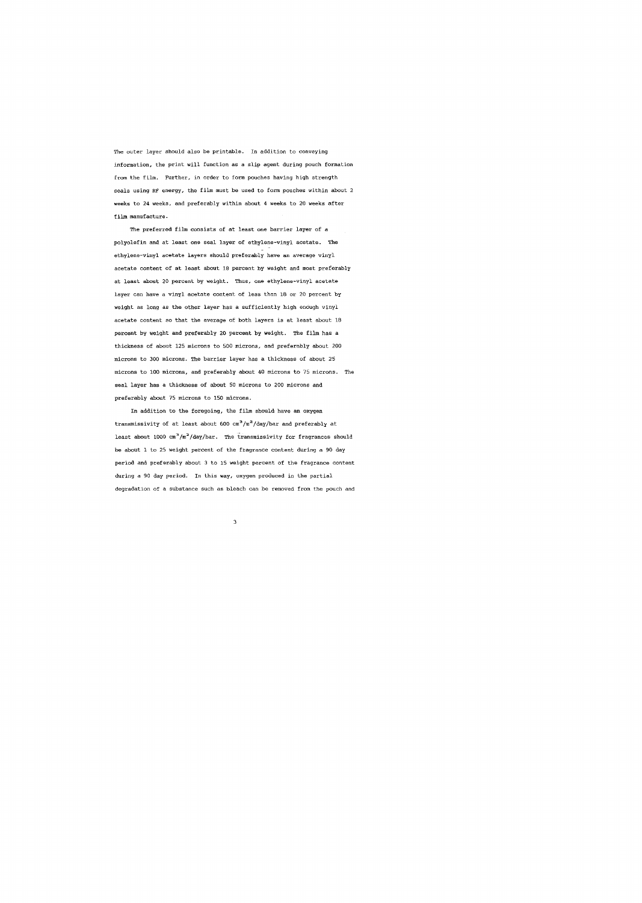The outer layer should also be printable. In addition to conveying information, the print will function as a slip agent during pouch formation from the film. Further, in order to form pouches having high strength seals using RF energy, the film must be used to form pouches within about 2 weeks to 24 weeks, and preferably within about 4 weeks to 20 weeks after film manufacture.

The preferred film consists of at least one barrier layer of a polyolefin and at least one seal layer of ethylene-vinyl acetate. The ethylene-vinyl acetate layers should preferably have an average vinyl acetate content of at least about 18 percent by weight and most preferably at least about 20 percent by weight. Thus, one ethylene-vinyl acetate layer can have a vinyl acetate content of less than 18 or 20 percent by weight as long as the other layer has a sufficiently high enough vinyl acetate content so that the average of both layers is at least about 18 percent by weight and preferably 20 percent by weight. The film has a thickness of about 125 microns to 500 microns, and preferably about 200 microns to 300 microns. The barrier layer has a thickness of about 25 microns to 100 microns, and preferably about 40 microns to 75 microns. The seal layer has a thickness of about 50 microns to 200 microns and preferably about 75 microns to 150 microns.

In addition to the foregoing, the film should have an oxygen transmissivity of at least about 600 $cm^3/m^2$/day/bar and preferably at least about 1000 $cm^3/m^2$/day/bar. The transmissivity for fragrances should be about 1 to 25 weight percent of the fragrance content during a 90 day period and preferably about 3 to 15 weight percent of the fragrance content during a 90 day period. In this way, oxygen produced in the partial degradation of a substance such as bleach can be removed from the pouch and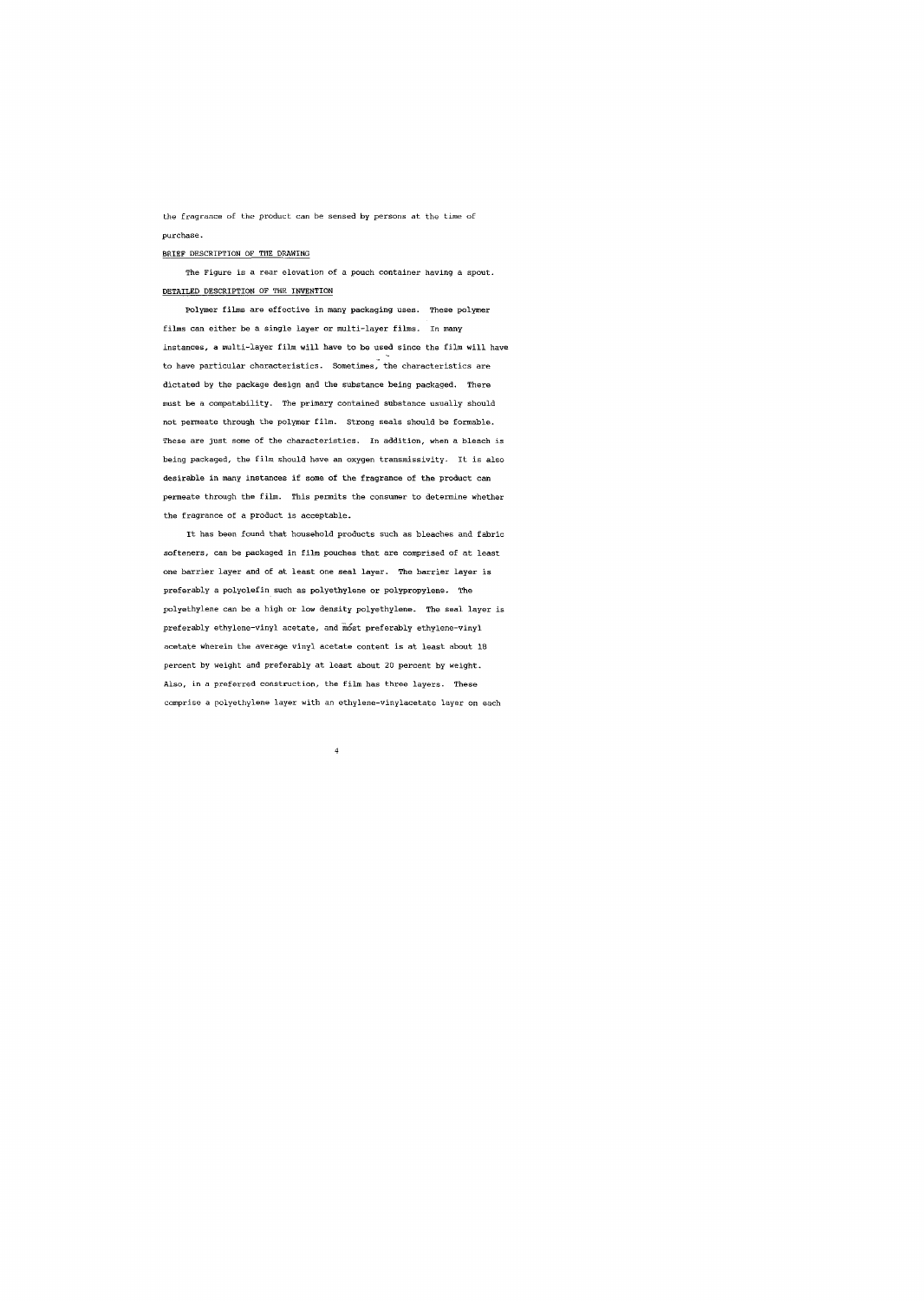the fragrance of the product can be sensed by persons at the time of purchase.

## BRIEF DESCRIPTION OF THE DRAWING

The Figure is a rear elevation of a pouch container having a spout.

## DETAILED DESCRIPTION OF THE INVENTION

Polymer films are effective in many packaging uses. These polymer films can either be a single layer or multi-layer films. In many instances, a multi-layer film will have to be used since the film will have to have particular characteristics. Sometimes, the characteristics are dictated by the package design and the substance being packaged. There must be a compatability. The primary contained substance usually should not permeate through the polymer film. Strong seals should be formable. These are just some of the characteristics. In addition, when a bleach is being packaged, the film should have an oxygen transmissivity. It is also desirable in many instances if some of the fragrance of the product can permeate through the film. This permits the consumer to determine whether the fragrance of a product is acceptable.

It has been found that household products such as bleaches and fabric softeners, can be packaged in film pouches that are comprised of at least one barrier layer and of at least one seal layer. The barrier layer is preferably a polyolefin such as polyethylene or polypropylene. The polyethylene can be a high or low density polyethylene. The seal layer is preferably ethylene-vinyl acetate, and most preferably ethylene-vinyl acetate wherein the average vinyl acetate content is at least about 18 percent by weight and preferably at least about 20 percent by weight. Also, in a preferred construction, the film has three layers. These comprise a polyethylene layer with an ethylene-vinylacetate layer on each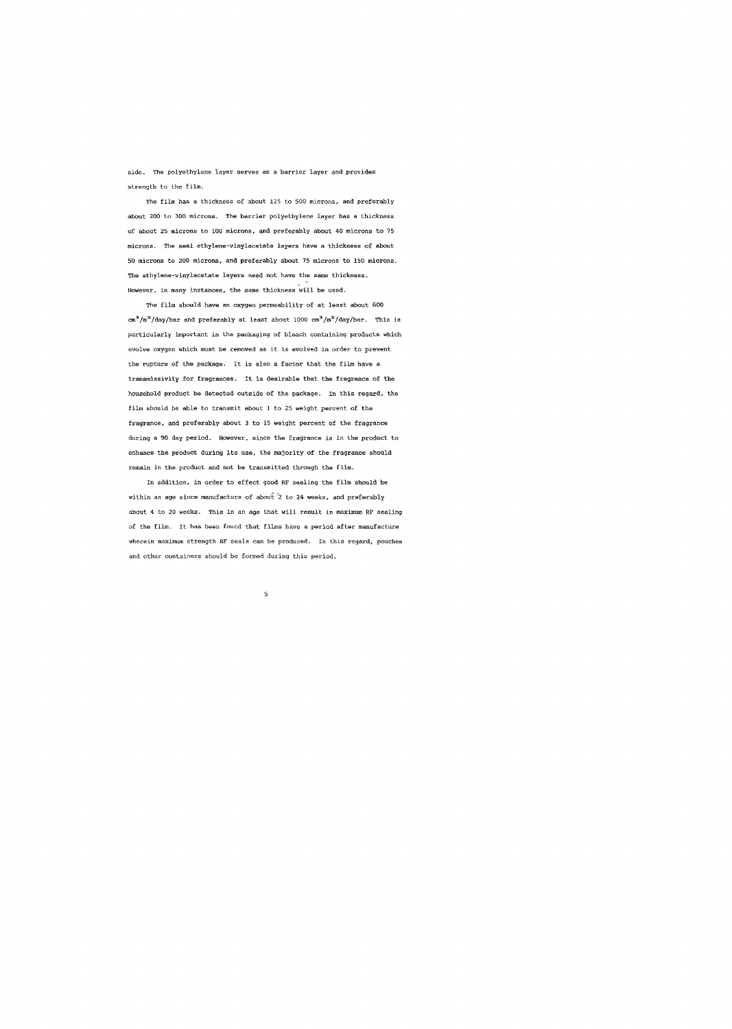side. The polyethylene layer serves as a barrier layer and provides strength to the film.

The film has a thickness of about 125 to 500 microns, and preferably about 200 to 300 microns. The barrier polyethylene layer has a thickness of about 25 microns to 100 microns, and preferably about 40 microns to 75 microns. The seal ethylene-vinylacetate layers have a thickness of about 50 microns to 200 microns, and preferably about 75 microns to 150 microns. The ethylene-vinylacetate layers need not have the same thickness. However, in many instances, the same thickness will be used.

The film should have an oxygen permeability of at least about 600 $cm^3/m^2$/day/bar and preferably at least about 1000 $cm^3/m^2$/day/bar. This is particularly important in the packaging of bleach containing products which evolve oxygen which must be removed as it is evolved in order to prevent the rupture of the package. It is also a factor that the film have a transmissivity for fragrances. It is desirable that the fragrance of the household product be detected outside of the package. In this regard, the film should be able to transmit about 1 to 25 weight percent of the fragrance, and preferably about 3 to 15 weight percent of the fragrance during a 90 day period. However, since the fragrance is in the product to enhance the product during its use, the majority of the fragrance should remain in the product and not be transmitted through the film.

In addition, in order to effect good RF sealing the film should be within an age since manufacture of about 2 to 24 weeks, and preferably about 4 to 20 weeks. This in an age that will result in maximum RF sealing of the film. It has been found that films have a period after manufacture wherein maximum strength RF seals can be produced. In this regard, pouches and other containers should be formed during this period.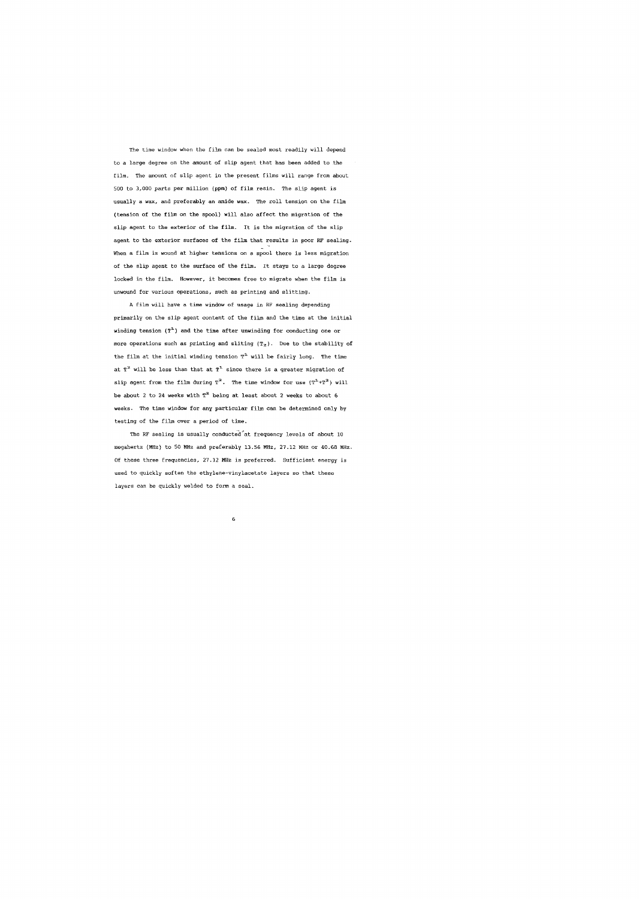The time window when the film can be sealed most readily will depend to a large degree on the amount of slip agent that has been added to the film. The amount of slip agent in the present films will range from about 500 to 3,000 parts per million (ppm) of film resin. The slip agent is usually a wax, and preferably an amide wax. The roll tension on the film (tension of the film on the spool) will also affect the migration of the slip agent to the exterior of the film. It is the migration of the slip agent to the exterior surfaces of the film that results in poor RF sealing. When a film is wound at higher tensions on a spool there is less migration of the slip agent to the surface of the film. It stays to a large degree locked in the film. However, it becomes free to migrate when the film is unwound for various operations, such as printing and slitting.

A film will have a time window of usage in RF sealing depending primarily on the slip agent content of the film and the time at the initial winding tension ($T^1$) and the time after unwinding for conducting one or more operations such as printing and sliting ($T_2$). Due to the stability of the film at the initial winding tension $T^1$ will be fairly long. The time at $T^2$ will be less than that at $T^1$ since there is a greater migration of slip agent from the film during $T^2$. The time window for use ($T^1+T^2$) will be about 2 to 24 weeks with $T^2$ being at least about 2 weeks to about 6 weeks. The time window for any particular film can be determined only by testing of the film over a period of time.

The RF sealing is usually conducted at frequency levels of about 10 megahertz (MHz) to 50 MHz and preferably 13.56 MHz, 27.12 MHz or 40.68 MHz. Of these three frequencies, 27.12 MHz is preferred. Sufficient energy is used to quickly soften the ethylene-vinylacetate layers so that these layers can be quickly welded to form a seal.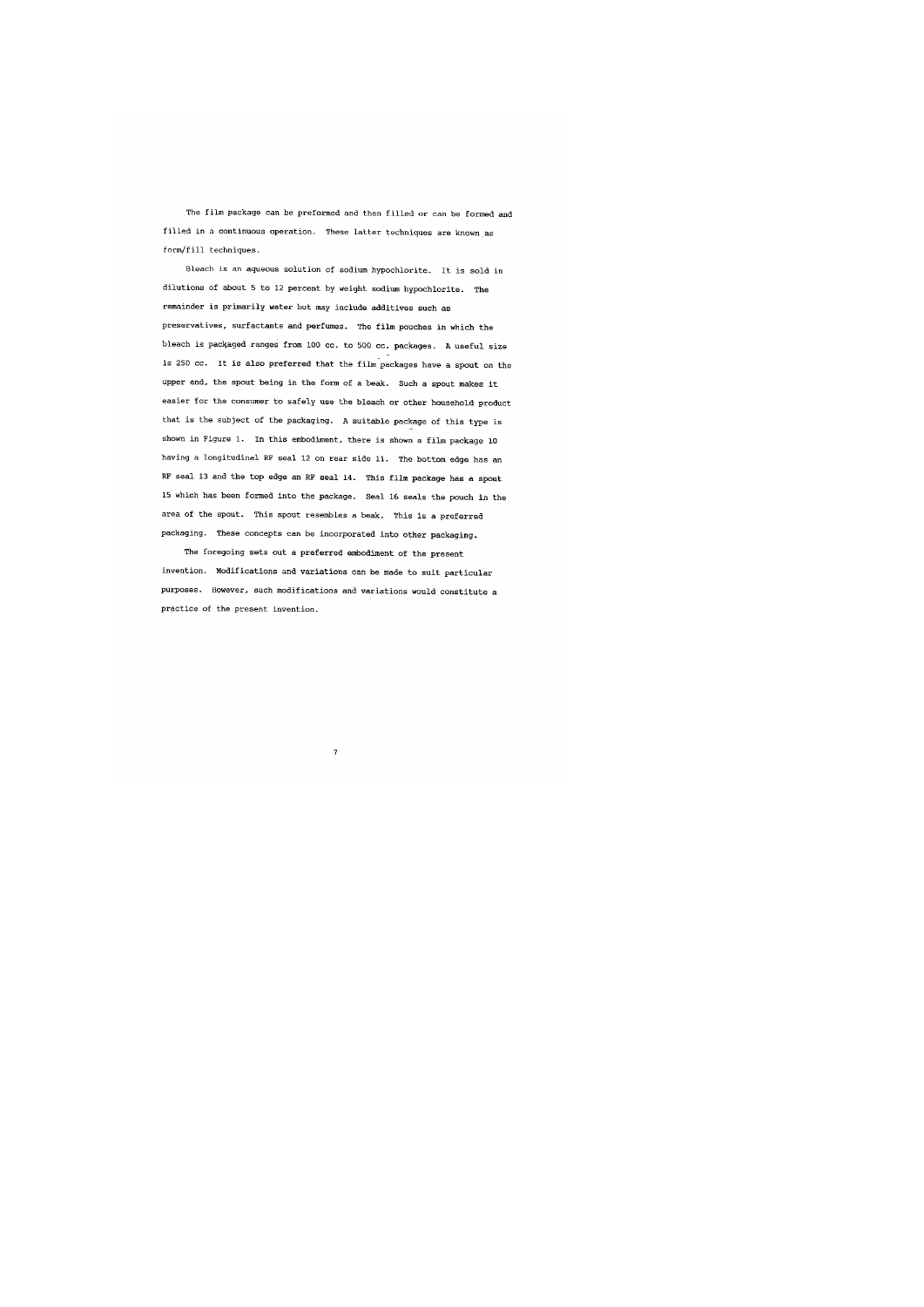The film package can be preformed and then filled or can be formed and filled in a continuous operation. These latter techniques are known as form/fill techniques.

Bleach is an aqueous solution of sodium hypochlorite. It is sold in dilutions of about 5 to 12 percent by weight sodium hypochlorite. The remainder is primarily water but may include additives such as preservatives, surfactants and perfumes. The film pouches in which the bleach is packaged ranges from 100 cc. to 500 cc. packages. A useful size is 250 cc. It is also preferred that the film packages have a spout on the upper end, the spout being in the form of a beak. Such a spout makes it easier for the consumer to safely use the bleach or other household product that is the subject of the packaging. A suitable package of this type is shown in Figure 1. In this embodiment, there is shown a film package 10 having a longitudinal RF seal 12 on rear side 11. The bottom edge has an RF seal 13 and the top edge an RF seal 14. This film package has a spout 15 which has been formed into the package. Seal 16 seals the pouch in the area of the spout. This spout resembles a beak. This is a preferred packaging. These concepts can be incorporated into other packaging.

The foregoing sets out a preferred embodiment of the present invention. Modifications and variations can be made to suit particular purposes. However, such modifications and variations would constitute a practice of the present invention.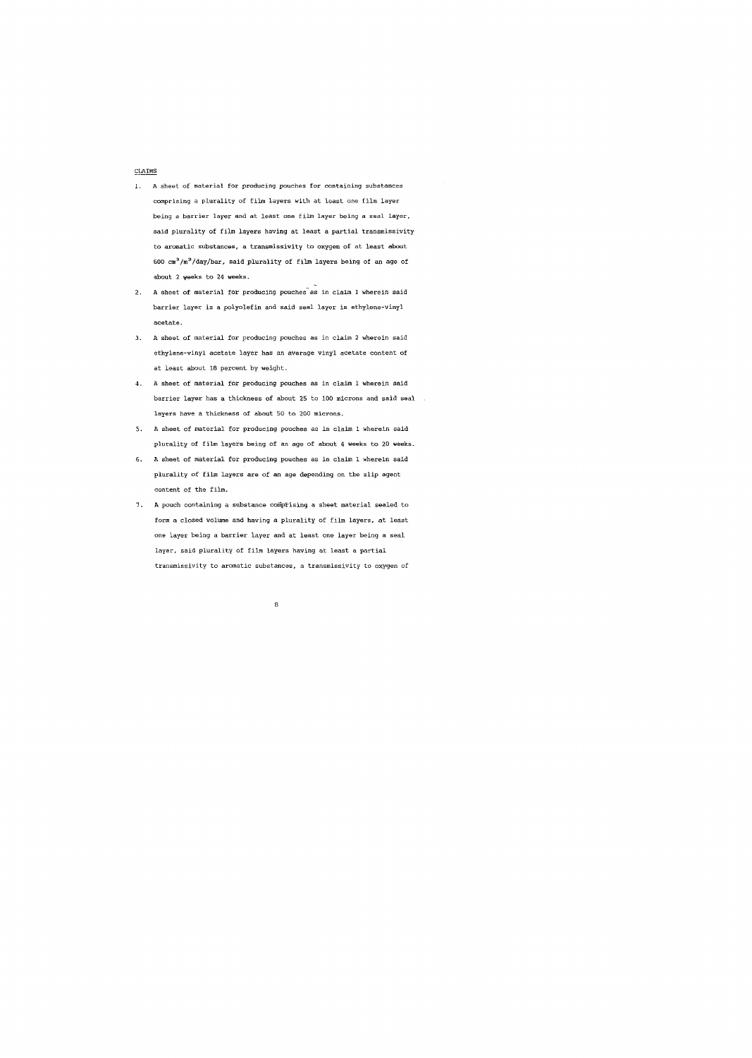CLAIMS

1. A sheet of material for producing pouches for containing substances comprising a plurality of film layers with at least one film layer being a barrier layer and at least one film layer being a seal layer, said plurality of film layers having at least a partial transmissivity to aromatic substances, a transmissivity to oxygen of at least about 600 $cm^3/m^2$/day/bar, said plurality of film layers being of an age of about 2 weeks to 24 weeks.

2. A sheet of material for producing pouches as in claim 1 wherein said barrier layer is a polyolefin and said seal layer is ethylene-vinyl acetate.

3. A sheet of material for producing pouches as in claim 2 wherein said ethylene-vinyl acetate layer has an average vinyl acetate content of at least about 18 percent by weight.

4. A sheet of material for producing pouches as in claim 1 wherein said barrier layer has a thickness of about 25 to 100 microns and said seal layers have a thickness of about 50 to 200 microns.

5. A sheet of material for producing pouches as in claim 1 wherein said plurality of film layers being of an age of about 4 weeks to 20 weeks.

6. A sheet of material for producing pouches as in claim 1 wherein said plurality of film layers are of an age depending on the slip agent content of the film.

7. A pouch containing a substance comprising a sheet material sealed to form a closed volume and having a plurality of film layers, at least one layer being a barrier layer and at least one layer being a seal layer, said plurality of film layers having at least a partial transmissivity to aromatic substances, a transmissivity to oxygen of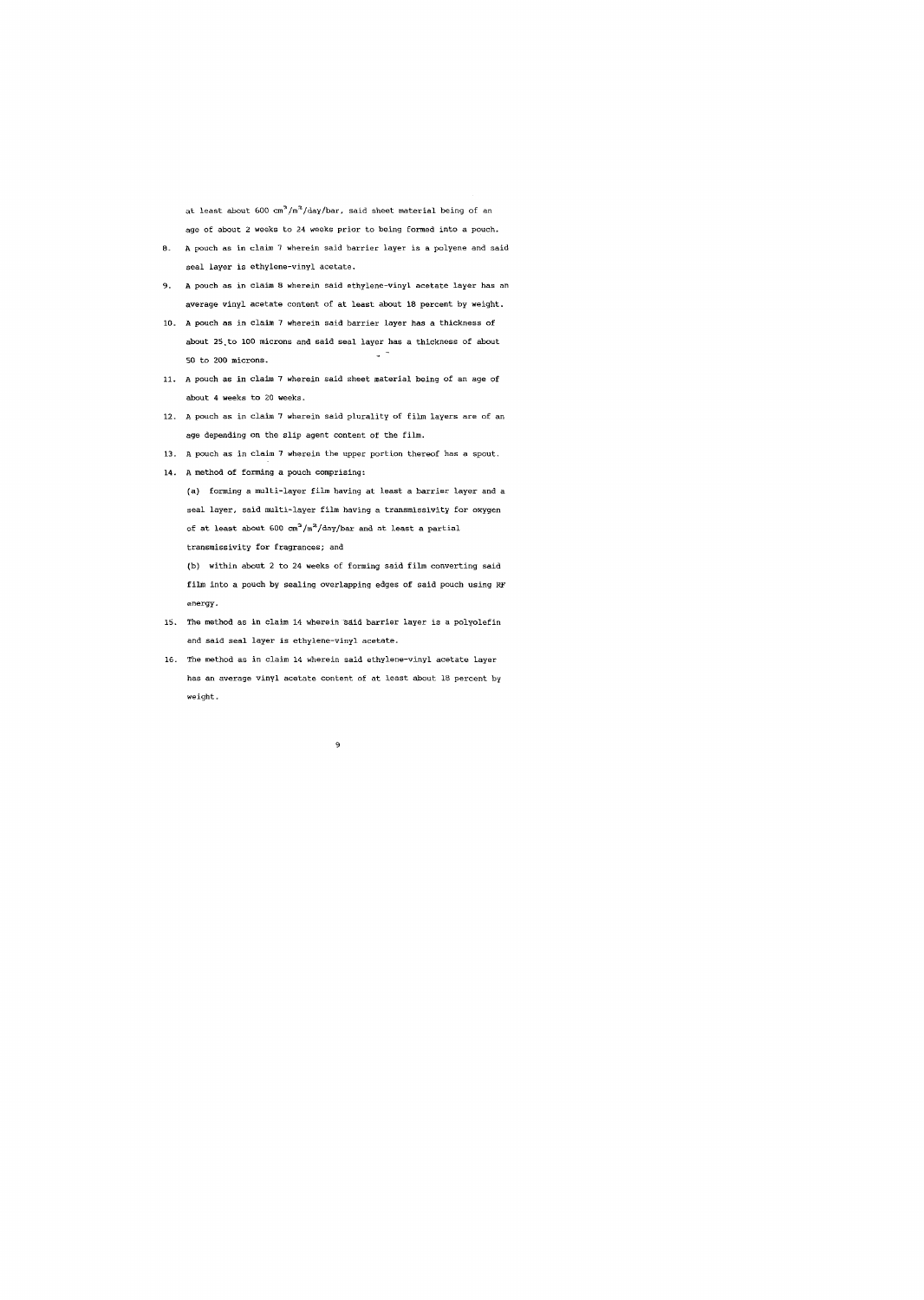at least about 600 $cm^3/m^2$/day/bar, said sheet material being of an age of about 2 weeks to 24 weeks prior to being formed into a pouch.

8. A pouch as in claim 7 wherein said barrier layer is a polyene and said seal layer is ethylene-vinyl acetate.
9. A pouch as in claim 8 wherein said ethylene-vinyl acetate layer has an average vinyl acetate content of at least about 18 percent by weight.
10. A pouch as in claim 7 wherein said barrier layer has a thickness of about 25 to 100 microns and said seal layer has a thickness of about 50 to 200 microns.
11. A pouch as in claim 7 wherein said sheet material being of an age of about 4 weeks to 20 weeks.
12. A pouch as in claim 7 wherein said plurality of film layers are of an age depending on the slip agent content of the film.
13. A pouch as in claim 7 wherein the upper portion thereof has a spout.
14. A method of forming a pouch comprising:

    (a) forming a multi-layer film having at least a barrier layer and a seal layer, said multi-layer film having a transmissivity for oxygen of at least about 600 $cm^3/m^2$/day/bar and at least a partial transmissivity for fragrances; and

    (b) within about 2 to 24 weeks of forming said film converting said film into a pouch by sealing overlapping edges of said pouch using RF energy.
15. The method as in claim 14 wherein said barrier layer is a polyolefin and said seal layer is ethylene-vinyl acetate.
16. The method as in claim 14 wherein said ethylene-vinyl acetate layer has an average vinyl acetate content of at least about 18 percent by weight.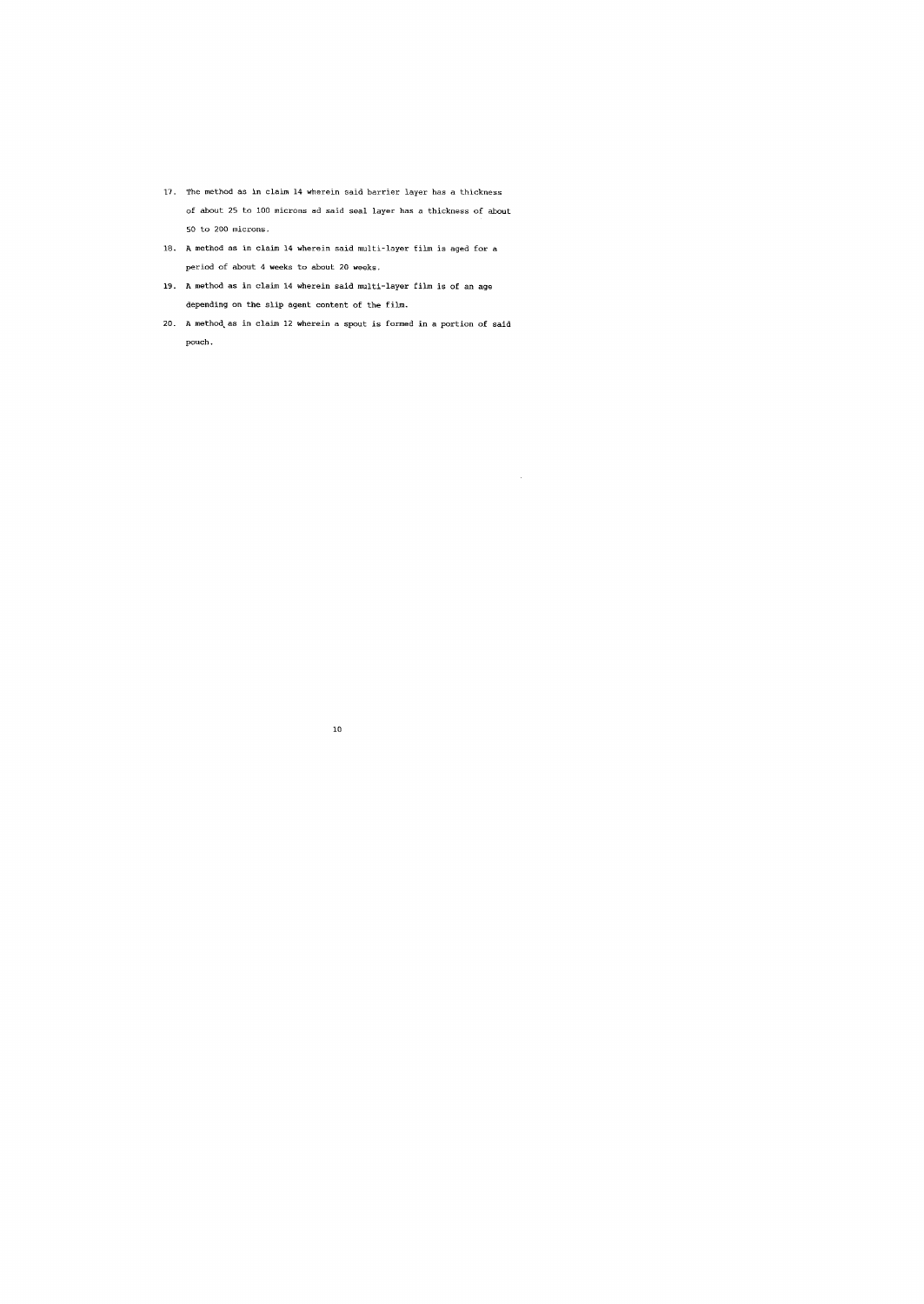17. The method as in claim 14 wherein said barrier layer has a thickness of about 25 to 100 microns ad said seal layer has a thickness of about 50 to 200 microns.
18. A method as in claim 14 wherein said multi-layer film is aged for a period of about 4 weeks to about 20 weeks.
19. A method as in claim 14 wherein said multi-layer film is of an age depending on the slip agent content of the film.
20. A method as in claim 12 wherein a spout is formed in a portion of said pouch.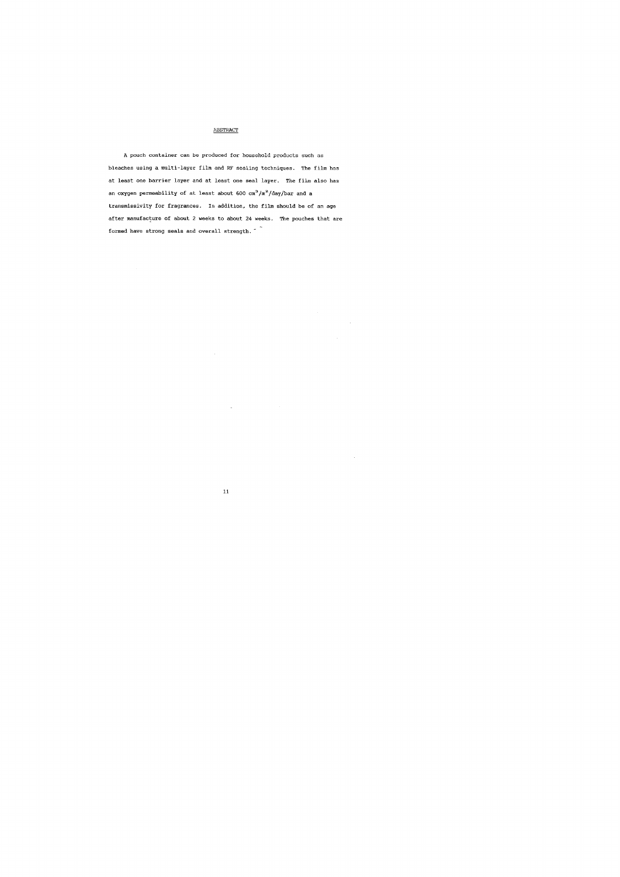## ABSTRACT

A pouch container can be produced for household products such as bleaches using a multi-layer film and RF sealing techniques. The film has at least one barrier layer and at least one seal layer. The film also has an oxygen permeability of at least about 600 $cm^3/m^2$/day/bar and a transmissivity for fragrances. In addition, the film should be of an age after manufacture of about 2 weeks to about 24 weeks. The pouches that are formed have strong seals and overall strength.